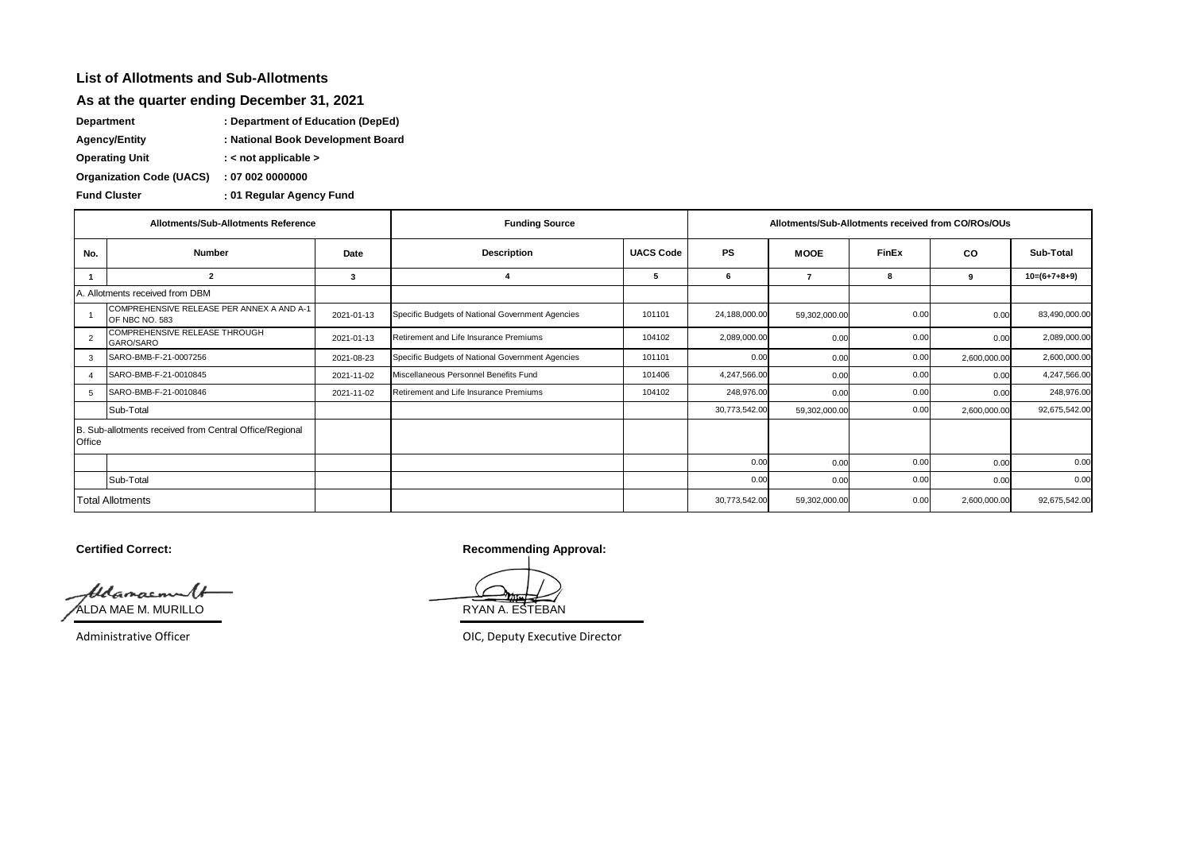## List of Allotments and Sub-Allotments

### As at the quarter ending December 31, 2021

**Department** : Department of Education (DepEd)

**Agency/Entity** : National Book Development Board

**Operating Unit** : < not applicable >

**Organization Code (UACS)** : 07 002 0000000

**Fund Cluster** : 01 Regular Agency Fund

| Allotments/Sub-Allotments Reference | | | Funding Source | | Allotments/Sub-Allotments received from CO/ROs/OUs | | | | |
|---|---|---|---|---|---|---|---|---|---|
| No. | Number | Date | Description | UACS Code | PS | MOOE | FinEx | CO | Sub-Total |
| 1 | 2 | 3 | 4 | 5 | 6 | 7 | 8 | 9 | 10=(6+7+8+9) |
| A. Allotments received from DBM | | | | | | | | | |
| 1 | COMPREHENSIVE RELEASE PER ANNEX A AND A-1 OF NBC NO. 583 | 2021-01-13 | Specific Budgets of National Government Agencies | 101101 | 24,188,000.00 | 59,302,000.00 | 0.00 | 0.00 | 83,490,000.00 |
| 2 | COMPREHENSIVE RELEASE THROUGH GARO/SARO | 2021-01-13 | Retirement and Life Insurance Premiums | 104102 | 2,089,000.00 | 0.00 | 0.00 | 0.00 | 2,089,000.00 |
| 3 | SARO-BMB-F-21-0007256 | 2021-08-23 | Specific Budgets of National Government Agencies | 101101 | 0.00 | 0.00 | 0.00 | 2,600,000.00 | 2,600,000.00 |
| 4 | SARO-BMB-F-21-0010845 | 2021-11-02 | Miscellaneous Personnel Benefits Fund | 101406 | 4,247,566.00 | 0.00 | 0.00 | 0.00 | 4,247,566.00 |
| 5 | SARO-BMB-F-21-0010846 | 2021-11-02 | Retirement and Life Insurance Premiums | 104102 | 248,976.00 | 0.00 | 0.00 | 0.00 | 248,976.00 |
| | Sub-Total | | | | 30,773,542.00 | 59,302,000.00 | 0.00 | 2,600,000.00 | 92,675,542.00 |
| B. Sub-allotments received from Central Office/Regional Office | | | | | | | | | |
| | | | | | 0.00 | 0.00 | 0.00 | 0.00 | 0.00 |
| | Sub-Total | | | | 0.00 | 0.00 | 0.00 | 0.00 | 0.00 |
| Total Allotments | | | | | 30,773,542.00 | 59,302,000.00 | 0.00 | 2,600,000.00 | 92,675,542.00 |

**Certified Correct:**

ALDA MAE M. MURILLO

Administrative Officer

**Recommending Approval:**

RYAN A. ESTEBAN

OIC, Deputy Executive Director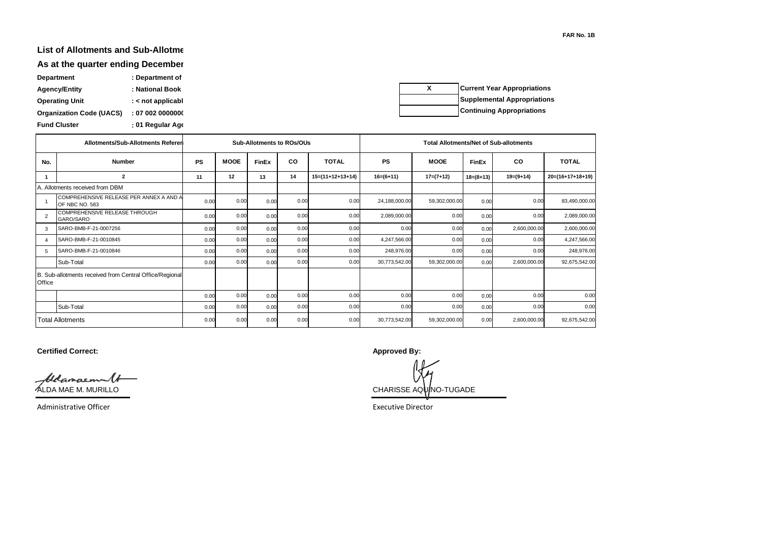FAR No. 1B

### List of Allotments and Sub-Allotme

### As at the quarter ending December

**Department** : Department of

**Agency/Entity** : National Book

**Operating Unit** : < not applicabl

**Organization Code (UACS)** : 07 002 000000(

**Fund Cluster** : 01 Regular Age

| | |
|---|---|
| X | **Current Year Appropriations** |
| | **Supplemental Appropriations** |
| | **Continuing Appropriations** |

| Allotments/Sub-Allotments Referen | | Sub-Allotments to ROs/OUs | | | | | Total Allotments/Net of Sub-allotments | | | | |
|---|---|---|---|---|---|---|---|---|---|---|---|
| **No.** | **Number** | **PS** | **MOOE** | **FinEx** | **CO** | **TOTAL** | **PS** | **MOOE** | **FinEx** | **CO** | **TOTAL** |
| **1** | **2** | **11** | **12** | **13** | **14** | **15=(11+12+13+14)** | **16=(6+11)** | **17=(7+12)** | **18=(8+13)** | **19=(9+14)** | **20=(16+17+18+19)** |
| A. Allotments received from DBM | | | | | | | | | | | |
| 1 | COMPREHENSIVE RELEASE PER ANNEX A AND A OF NBC NO. 583 | 0.00 | 0.00 | 0.00 | 0.00 | 0.00 | 24,188,000.00 | 59,302,000.00 | 0.00 | 0.00 | 83,490,000.00 |
| 2 | COMPREHENSIVE RELEASE THROUGH GARO/SARO | 0.00 | 0.00 | 0.00 | 0.00 | 0.00 | 2,089,000.00 | 0.00 | 0.00 | 0.00 | 2,089,000.00 |
| 3 | SARO-BMB-F-21-0007256 | 0.00 | 0.00 | 0.00 | 0.00 | 0.00 | 0.00 | 0.00 | 0.00 | 2,600,000.00 | 2,600,000.00 |
| 4 | SARO-BMB-F-21-0010845 | 0.00 | 0.00 | 0.00 | 0.00 | 0.00 | 4,247,566.00 | 0.00 | 0.00 | 0.00 | 4,247,566.00 |
| 5 | SARO-BMB-F-21-0010846 | 0.00 | 0.00 | 0.00 | 0.00 | 0.00 | 248,976.00 | 0.00 | 0.00 | 0.00 | 248,976.00 |
| | Sub-Total | 0.00 | 0.00 | 0.00 | 0.00 | 0.00 | 30,773,542.00 | 59,302,000.00 | 0.00 | 2,600,000.00 | 92,675,542.00 |
| B. Sub-allotments received from Central Office/Regional Office | | | | | | | | | | | |
| | | 0.00 | 0.00 | 0.00 | 0.00 | 0.00 | 0.00 | 0.00 | 0.00 | 0.00 | 0.00 |
| | Sub-Total | 0.00 | 0.00 | 0.00 | 0.00 | 0.00 | 0.00 | 0.00 | 0.00 | 0.00 | 0.00 |
| Total Allotments | | 0.00 | 0.00 | 0.00 | 0.00 | 0.00 | 30,773,542.00 | 59,302,000.00 | 0.00 | 2,600,000.00 | 92,675,542.00 |

**Certified Correct:**

ALDA MAE M. MURILLO

Administrative Officer

**Approved By:**

CHARISSE AQUINO-TUGADE

Executive Director